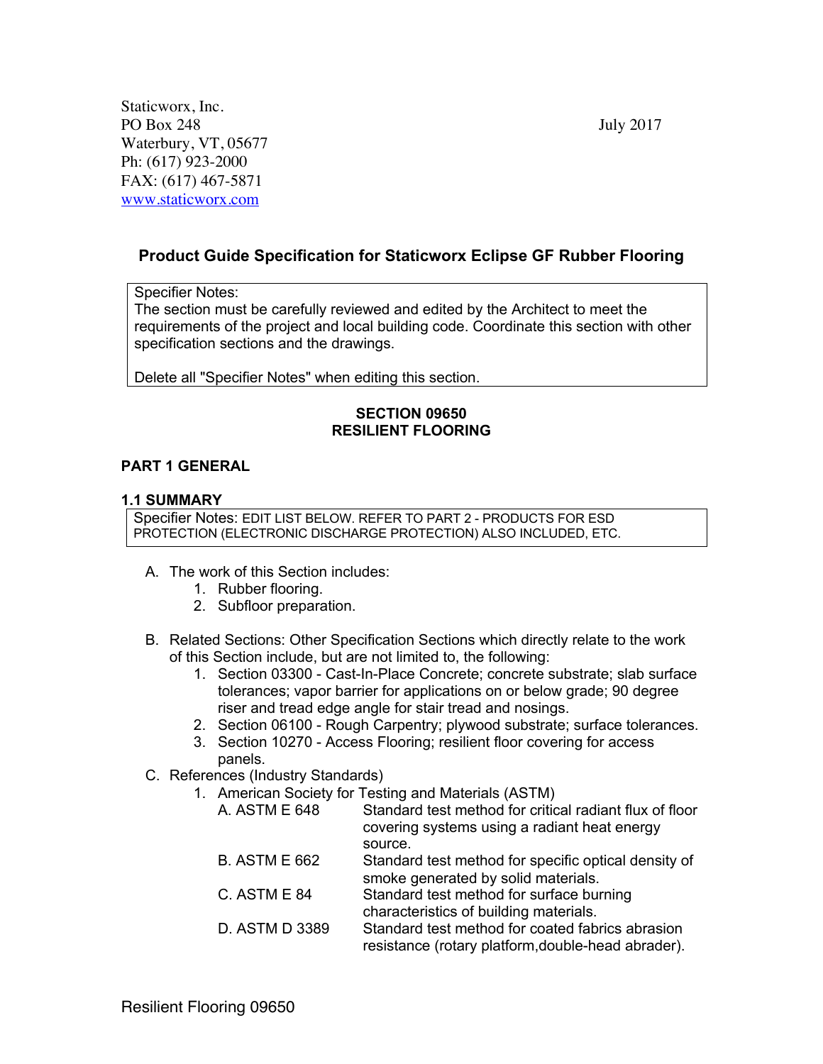Staticworx, Inc.
PO Box 248
Waterbury, VT, 05677
Ph: (617) 923-2000
FAX: (617) 467-5871
www.staticworx.com

July 2017

## Product Guide Specification for Staticworx Eclipse GF Rubber Flooring

> Specifier Notes:
> The section must be carefully reviewed and edited by the Architect to meet the requirements of the project and local building code. Coordinate this section with other specification sections and the drawings.
>
> Delete all "Specifier Notes" when editing this section.

## SECTION 09650
## RESILIENT FLOORING

## PART 1 GENERAL

### 1.1 SUMMARY

> Specifier Notes: EDIT LIST BELOW. REFER TO PART 2 - PRODUCTS FOR ESD PROTECTION (ELECTRONIC DISCHARGE PROTECTION) ALSO INCLUDED, ETC.

A. The work of this Section includes:
   1. Rubber flooring.
   2. Subfloor preparation.

B. Related Sections: Other Specification Sections which directly relate to the work of this Section include, but are not limited to, the following:
   1. Section 03300 - Cast-In-Place Concrete; concrete substrate; slab surface tolerances; vapor barrier for applications on or below grade; 90 degree riser and tread edge angle for stair tread and nosings.
   2. Section 06100 - Rough Carpentry; plywood substrate; surface tolerances.
   3. Section 10270 - Access Flooring; resilient floor covering for access panels.

C. References (Industry Standards)
   1. American Society for Testing and Materials (ASTM)

| | |
|---|---|
| A. ASTM E 648 | Standard test method for critical radiant flux of floor covering systems using a radiant heat energy source. |
| B. ASTM E 662 | Standard test method for specific optical density of smoke generated by solid materials. |
| C. ASTM E 84 | Standard test method for surface burning characteristics of building materials. |
| D. ASTM D 3389 | Standard test method for coated fabrics abrasion resistance (rotary platform,double-head abrader). |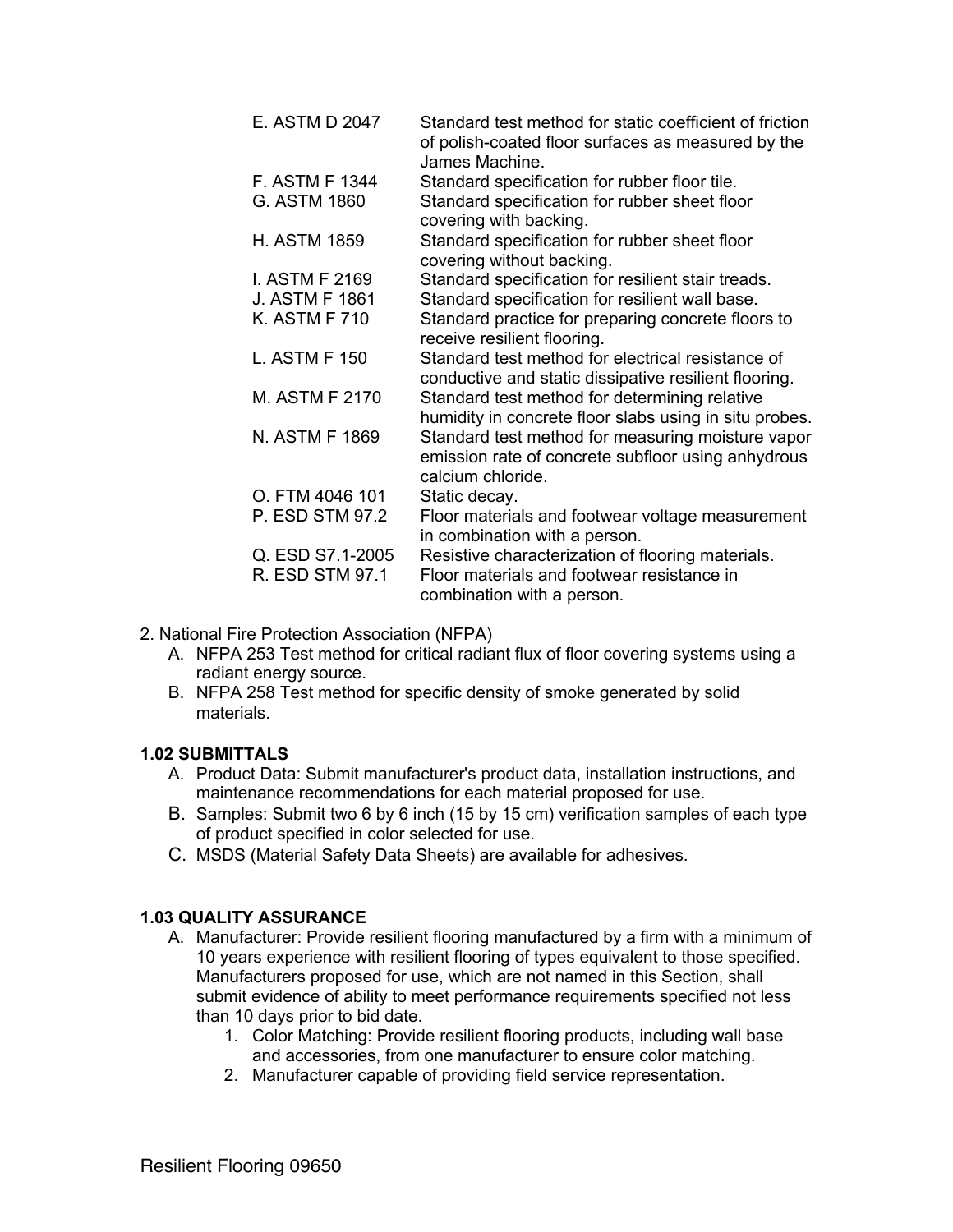| | |
|---|---|
| E. ASTM D 2047 | Standard test method for static coefficient of friction of polish-coated floor surfaces as measured by the James Machine. |
| F. ASTM F 1344 | Standard specification for rubber floor tile. |
| G. ASTM 1860 | Standard specification for rubber sheet floor covering with backing. |
| H. ASTM 1859 | Standard specification for rubber sheet floor covering without backing. |
| I. ASTM F 2169 | Standard specification for resilient stair treads. |
| J. ASTM F 1861 | Standard specification for resilient wall base. |
| K. ASTM F 710 | Standard practice for preparing concrete floors to receive resilient flooring. |
| L. ASTM F 150 | Standard test method for electrical resistance of conductive and static dissipative resilient flooring. |
| M. ASTM F 2170 | Standard test method for determining relative humidity in concrete floor slabs using in situ probes. |
| N. ASTM F 1869 | Standard test method for measuring moisture vapor emission rate of concrete subfloor using anhydrous calcium chloride. |
| O. FTM 4046 101 | Static decay. |
| P. ESD STM 97.2 | Floor materials and footwear voltage measurement in combination with a person. |
| Q. ESD S7.1-2005 | Resistive characterization of flooring materials. |
| R. ESD STM 97.1 | Floor materials and footwear resistance in combination with a person. |

2. National Fire Protection Association (NFPA)
   A. NFPA 253 Test method for critical radiant flux of floor covering systems using a radiant energy source.
   B. NFPA 258 Test method for specific density of smoke generated by solid materials.

**1.02 SUBMITTALS**

A. Product Data: Submit manufacturer's product data, installation instructions, and maintenance recommendations for each material proposed for use.

B. Samples: Submit two 6 by 6 inch (15 by 15 cm) verification samples of each type of product specified in color selected for use.

C. MSDS (Material Safety Data Sheets) are available for adhesives.

**1.03 QUALITY ASSURANCE**

A. Manufacturer: Provide resilient flooring manufactured by a firm with a minimum of 10 years experience with resilient flooring of types equivalent to those specified. Manufacturers proposed for use, which are not named in this Section, shall submit evidence of ability to meet performance requirements specified not less than 10 days prior to bid date.
   1. Color Matching: Provide resilient flooring products, including wall base and accessories, from one manufacturer to ensure color matching.
   2. Manufacturer capable of providing field service representation.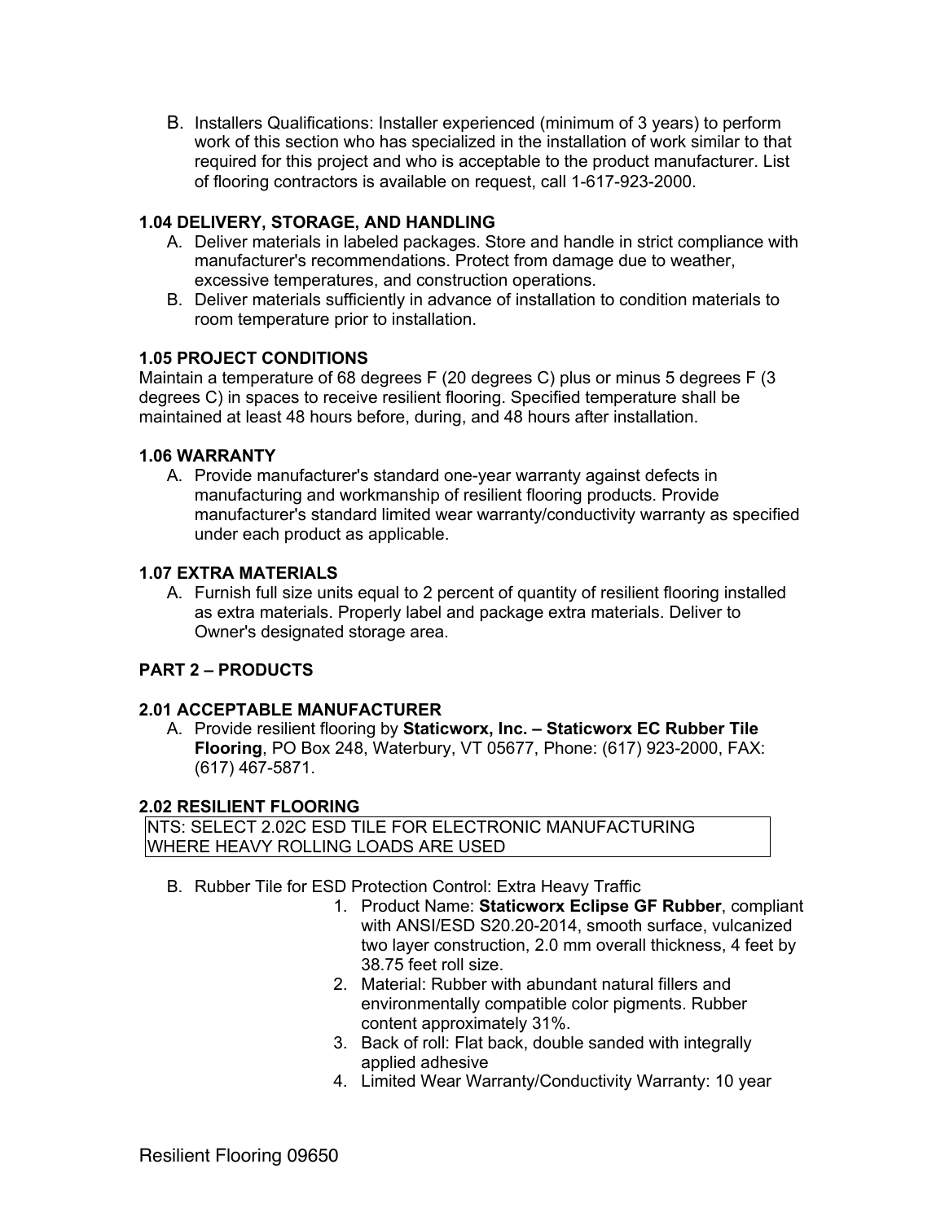B. Installers Qualifications: Installer experienced (minimum of 3 years) to perform work of this section who has specialized in the installation of work similar to that required for this project and who is acceptable to the product manufacturer. List of flooring contractors is available on request, call 1-617-923-2000.

### 1.04 DELIVERY, STORAGE, AND HANDLING

A. Deliver materials in labeled packages. Store and handle in strict compliance with manufacturer's recommendations. Protect from damage due to weather, excessive temperatures, and construction operations.

B. Deliver materials sufficiently in advance of installation to condition materials to room temperature prior to installation.

### 1.05 PROJECT CONDITIONS

Maintain a temperature of 68 degrees F (20 degrees C) plus or minus 5 degrees F (3 degrees C) in spaces to receive resilient flooring. Specified temperature shall be maintained at least 48 hours before, during, and 48 hours after installation.

### 1.06 WARRANTY

A. Provide manufacturer's standard one-year warranty against defects in manufacturing and workmanship of resilient flooring products. Provide manufacturer's standard limited wear warranty/conductivity warranty as specified under each product as applicable.

### 1.07 EXTRA MATERIALS

A. Furnish full size units equal to 2 percent of quantity of resilient flooring installed as extra materials. Properly label and package extra materials. Deliver to Owner's designated storage area.

## PART 2 – PRODUCTS

### 2.01 ACCEPTABLE MANUFACTURER

A. Provide resilient flooring by **Staticworx, Inc. – Staticworx EC Rubber Tile Flooring**, PO Box 248, Waterbury, VT 05677, Phone: (617) 923-2000, FAX: (617) 467-5871.

### 2.02 RESILIENT FLOORING

| NTS: SELECT 2.02C ESD TILE FOR ELECTRONIC MANUFACTURING WHERE HEAVY ROLLING LOADS ARE USED |
|---|

B. Rubber Tile for ESD Protection Control: Extra Heavy Traffic

1. Product Name: **Staticworx Eclipse GF Rubber**, compliant with ANSI/ESD S20.20-2014, smooth surface, vulcanized two layer construction, 2.0 mm overall thickness, 4 feet by 38.75 feet roll size.
2. Material: Rubber with abundant natural fillers and environmentally compatible color pigments. Rubber content approximately 31%.
3. Back of roll: Flat back, double sanded with integrally applied adhesive
4. Limited Wear Warranty/Conductivity Warranty: 10 year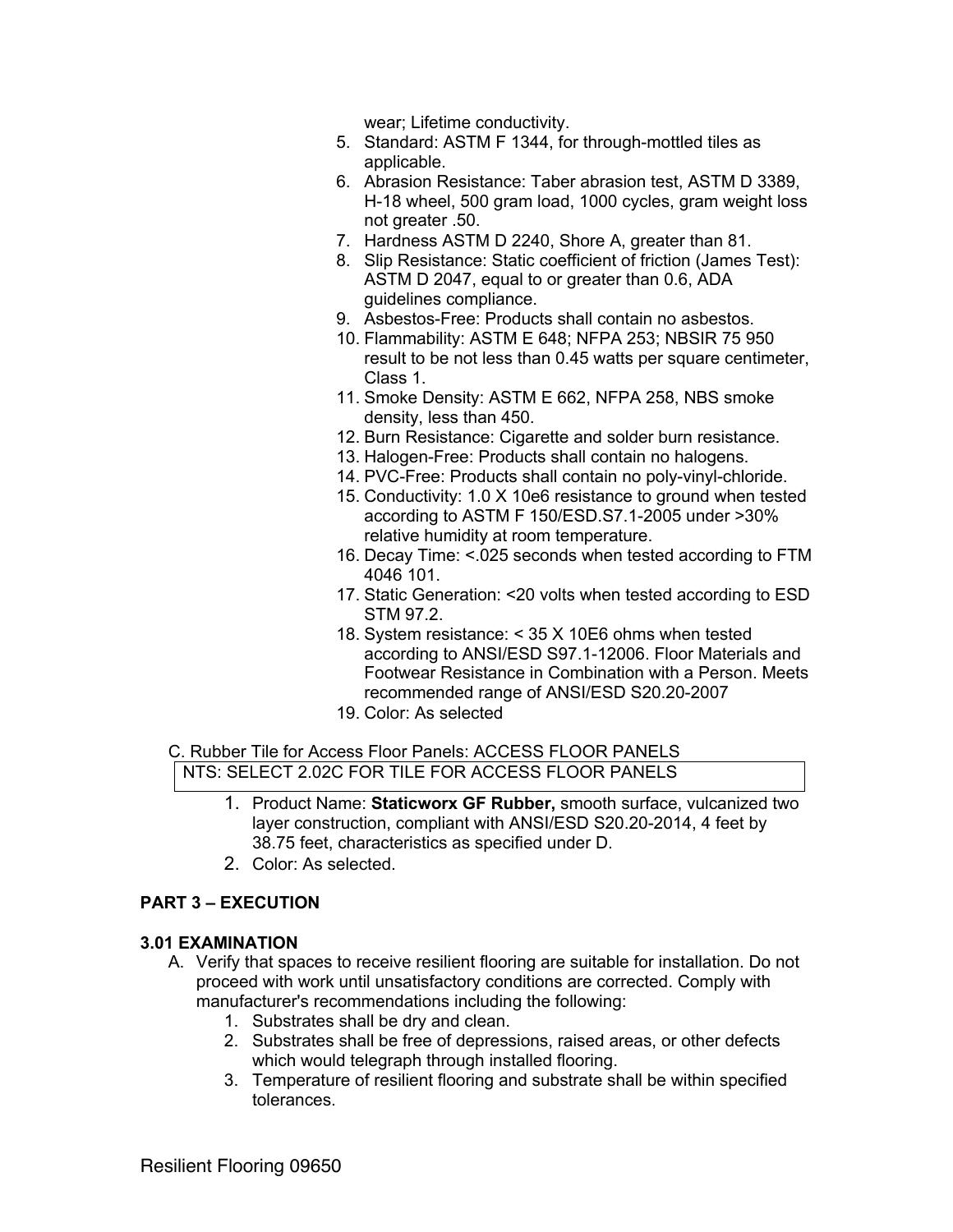wear; Lifetime conductivity.

5. Standard: ASTM F 1344, for through-mottled tiles as applicable.
6. Abrasion Resistance: Taber abrasion test, ASTM D 3389, H-18 wheel, 500 gram load, 1000 cycles, gram weight loss not greater .50.
7. Hardness ASTM D 2240, Shore A, greater than 81.
8. Slip Resistance: Static coefficient of friction (James Test): ASTM D 2047, equal to or greater than 0.6, ADA guidelines compliance.
9. Asbestos-Free: Products shall contain no asbestos.
10. Flammability: ASTM E 648; NFPA 253; NBSIR 75 950 result to be not less than 0.45 watts per square centimeter, Class 1.
11. Smoke Density: ASTM E 662, NFPA 258, NBS smoke density, less than 450.
12. Burn Resistance: Cigarette and solder burn resistance.
13. Halogen-Free: Products shall contain no halogens.
14. PVC-Free: Products shall contain no poly-vinyl-chloride.
15. Conductivity: 1.0 X 10e6 resistance to ground when tested according to ASTM F 150/ESD.S7.1-2005 under >30% relative humidity at room temperature.
16. Decay Time: <.025 seconds when tested according to FTM 4046 101.
17. Static Generation: <20 volts when tested according to ESD STM 97.2.
18. System resistance: < 35 X 10E6 ohms when tested according to ANSI/ESD S97.1-12006. Floor Materials and Footwear Resistance in Combination with a Person. Meets recommended range of ANSI/ESD S20.20-2007
19. Color: As selected

C. Rubber Tile for Access Floor Panels: ACCESS FLOOR PANELS

NTS: SELECT 2.02C FOR TILE FOR ACCESS FLOOR PANELS

1. Product Name: **Staticworx GF Rubber,** smooth surface, vulcanized two layer construction, compliant with ANSI/ESD S20.20-2014, 4 feet by 38.75 feet, characteristics as specified under D.
2. Color: As selected.

## PART 3 – EXECUTION

### 3.01 EXAMINATION

A. Verify that spaces to receive resilient flooring are suitable for installation. Do not proceed with work until unsatisfactory conditions are corrected. Comply with manufacturer's recommendations including the following:

1. Substrates shall be dry and clean.
2. Substrates shall be free of depressions, raised areas, or other defects which would telegraph through installed flooring.
3. Temperature of resilient flooring and substrate shall be within specified tolerances.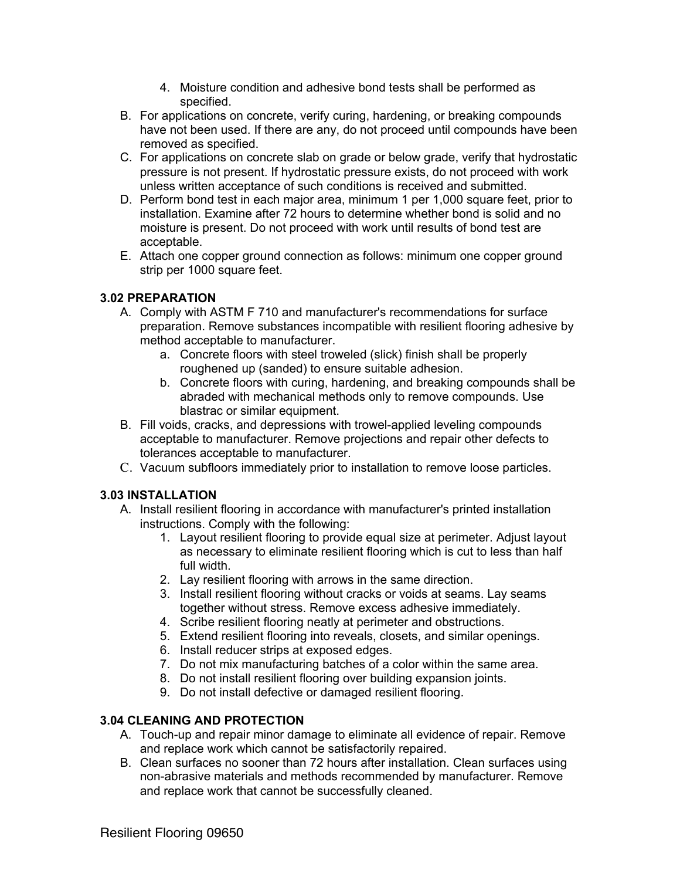4. Moisture condition and adhesive bond tests shall be performed as specified.

B. For applications on concrete, verify curing, hardening, or breaking compounds have not been used. If there are any, do not proceed until compounds have been removed as specified.

C. For applications on concrete slab on grade or below grade, verify that hydrostatic pressure is not present. If hydrostatic pressure exists, do not proceed with work unless written acceptance of such conditions is received and submitted.

D. Perform bond test in each major area, minimum 1 per 1,000 square feet, prior to installation. Examine after 72 hours to determine whether bond is solid and no moisture is present. Do not proceed with work until results of bond test are acceptable.

E. Attach one copper ground connection as follows: minimum one copper ground strip per 1000 square feet.

### 3.02 PREPARATION

A. Comply with ASTM F 710 and manufacturer's recommendations for surface preparation. Remove substances incompatible with resilient flooring adhesive by method acceptable to manufacturer.
   a. Concrete floors with steel troweled (slick) finish shall be properly roughened up (sanded) to ensure suitable adhesion.
   b. Concrete floors with curing, hardening, and breaking compounds shall be abraded with mechanical methods only to remove compounds. Use blastrac or similar equipment.

B. Fill voids, cracks, and depressions with trowel-applied leveling compounds acceptable to manufacturer. Remove projections and repair other defects to tolerances acceptable to manufacturer.

C. Vacuum subfloors immediately prior to installation to remove loose particles.

### 3.03 INSTALLATION

A. Install resilient flooring in accordance with manufacturer's printed installation instructions. Comply with the following:
   1. Layout resilient flooring to provide equal size at perimeter. Adjust layout as necessary to eliminate resilient flooring which is cut to less than half full width.
   2. Lay resilient flooring with arrows in the same direction.
   3. Install resilient flooring without cracks or voids at seams. Lay seams together without stress. Remove excess adhesive immediately.
   4. Scribe resilient flooring neatly at perimeter and obstructions.
   5. Extend resilient flooring into reveals, closets, and similar openings.
   6. Install reducer strips at exposed edges.
   7. Do not mix manufacturing batches of a color within the same area.
   8. Do not install resilient flooring over building expansion joints.
   9. Do not install defective or damaged resilient flooring.

### 3.04 CLEANING AND PROTECTION

A. Touch-up and repair minor damage to eliminate all evidence of repair. Remove and replace work which cannot be satisfactorily repaired.

B. Clean surfaces no sooner than 72 hours after installation. Clean surfaces using non-abrasive materials and methods recommended by manufacturer. Remove and replace work that cannot be successfully cleaned.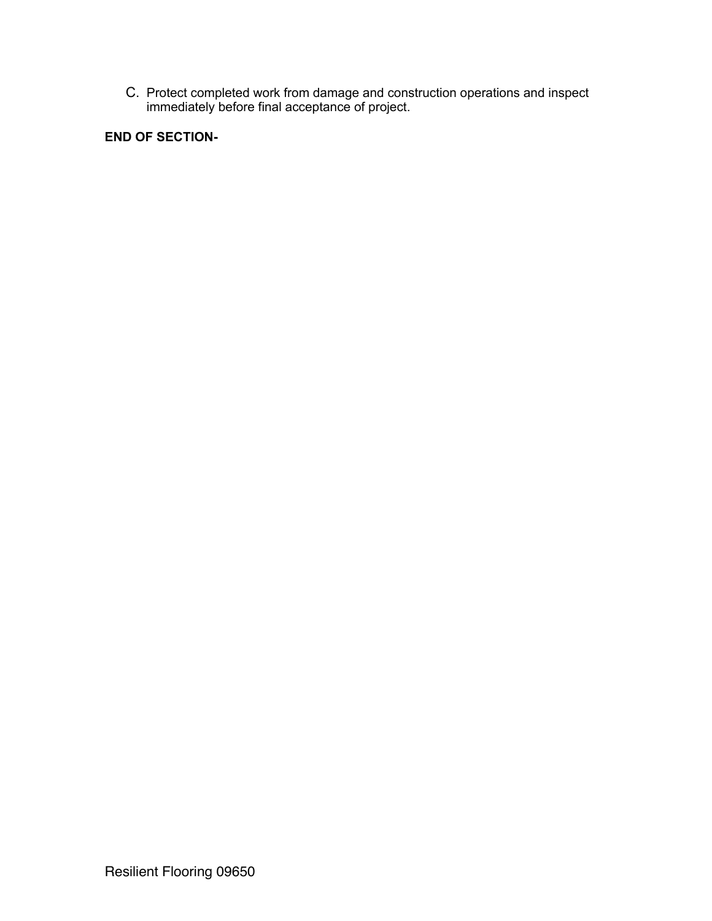C. Protect completed work from damage and construction operations and inspect immediately before final acceptance of project.

**END OF SECTION-**